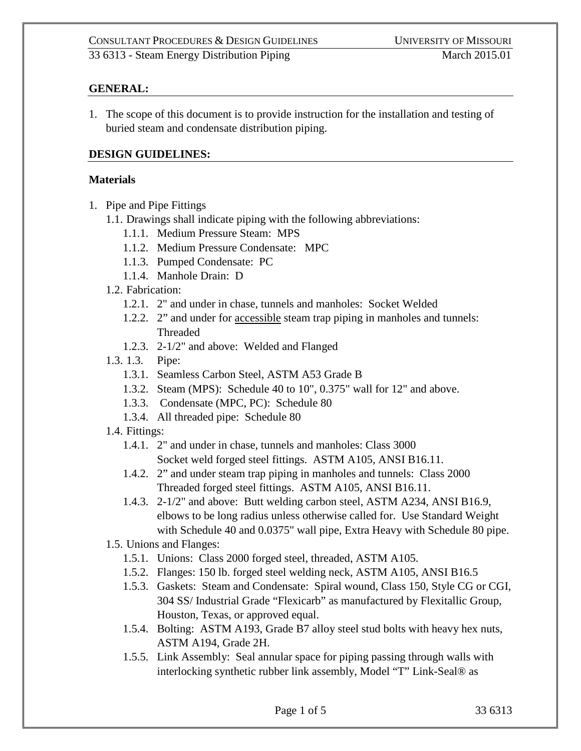## GENERAL:

1. The scope of this document is to provide instruction for the installation and testing of buried steam and condensate distribution piping.

## DESIGN GUIDELINES:

### Materials

1. Pipe and Pipe Fittings
   - 1.1. Drawings shall indicate piping with the following abbreviations:
     - 1.1.1. Medium Pressure Steam: MPS
     - 1.1.2. Medium Pressure Condensate: MPC
     - 1.1.3. Pumped Condensate: PC
     - 1.1.4. Manhole Drain: D
   - 1.2. Fabrication:
     - 1.2.1. 2" and under in chase, tunnels and manholes: Socket Welded
     - 1.2.2. 2" and under for <u>accessible</u> steam trap piping in manholes and tunnels: Threaded
     - 1.2.3. 2-1/2" and above: Welded and Flanged
   - 1.3. 1.3. Pipe:
     - 1.3.1. Seamless Carbon Steel, ASTM A53 Grade B
     - 1.3.2. Steam (MPS): Schedule 40 to 10", 0.375" wall for 12" and above.
     - 1.3.3. Condensate (MPC, PC): Schedule 80
     - 1.3.4. All threaded pipe: Schedule 80
   - 1.4. Fittings:
     - 1.4.1. 2" and under in chase, tunnels and manholes: Class 3000 Socket weld forged steel fittings. ASTM A105, ANSI B16.11.
     - 1.4.2. 2" and under steam trap piping in manholes and tunnels: Class 2000 Threaded forged steel fittings. ASTM A105, ANSI B16.11.
     - 1.4.3. 2-1/2" and above: Butt welding carbon steel, ASTM A234, ANSI B16.9, elbows to be long radius unless otherwise called for. Use Standard Weight with Schedule 40 and 0.0375" wall pipe, Extra Heavy with Schedule 80 pipe.
   - 1.5. Unions and Flanges:
     - 1.5.1. Unions: Class 2000 forged steel, threaded, ASTM A105.
     - 1.5.2. Flanges: 150 lb. forged steel welding neck, ASTM A105, ANSI B16.5
     - 1.5.3. Gaskets: Steam and Condensate: Spiral wound, Class 150, Style CG or CGI, 304 SS/ Industrial Grade "Flexicarb" as manufactured by Flexitallic Group, Houston, Texas, or approved equal.
     - 1.5.4. Bolting: ASTM A193, Grade B7 alloy steel stud bolts with heavy hex nuts, ASTM A194, Grade 2H.
     - 1.5.5. Link Assembly: Seal annular space for piping passing through walls with interlocking synthetic rubber link assembly, Model "T" Link-Seal® as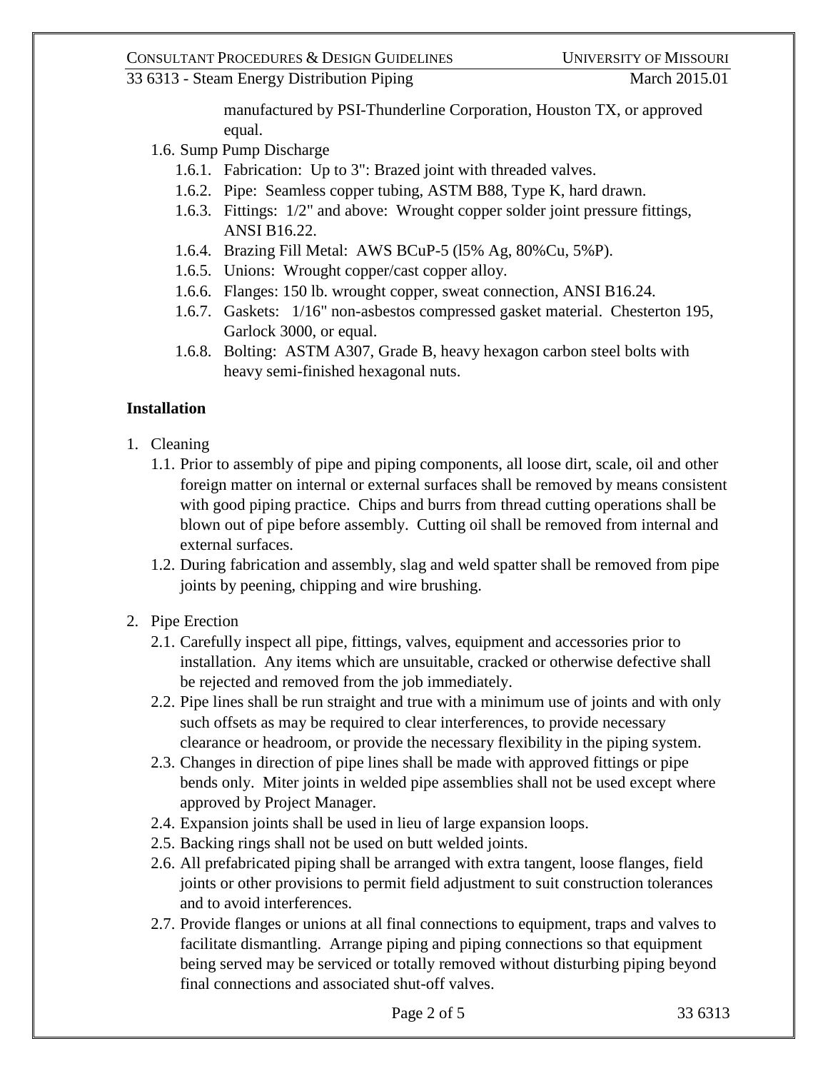manufactured by PSI-Thunderline Corporation, Houston TX, or approved equal.

1.6. Sump Pump Discharge
   1.6.1. Fabrication: Up to 3": Brazed joint with threaded valves.
   1.6.2. Pipe: Seamless copper tubing, ASTM B88, Type K, hard drawn.
   1.6.3. Fittings: 1/2" and above: Wrought copper solder joint pressure fittings, ANSI B16.22.
   1.6.4. Brazing Fill Metal: AWS BCuP-5 (l5% Ag, 80%Cu, 5%P).
   1.6.5. Unions: Wrought copper/cast copper alloy.
   1.6.6. Flanges: 150 lb. wrought copper, sweat connection, ANSI B16.24.
   1.6.7. Gaskets: 1/16" non-asbestos compressed gasket material. Chesterton 195, Garlock 3000, or equal.
   1.6.8. Bolting: ASTM A307, Grade B, heavy hexagon carbon steel bolts with heavy semi-finished hexagonal nuts.

## Installation

1. Cleaning
   1.1. Prior to assembly of pipe and piping components, all loose dirt, scale, oil and other foreign matter on internal or external surfaces shall be removed by means consistent with good piping practice. Chips and burrs from thread cutting operations shall be blown out of pipe before assembly. Cutting oil shall be removed from internal and external surfaces.
   1.2. During fabrication and assembly, slag and weld spatter shall be removed from pipe joints by peening, chipping and wire brushing.

2. Pipe Erection
   2.1. Carefully inspect all pipe, fittings, valves, equipment and accessories prior to installation. Any items which are unsuitable, cracked or otherwise defective shall be rejected and removed from the job immediately.
   2.2. Pipe lines shall be run straight and true with a minimum use of joints and with only such offsets as may be required to clear interferences, to provide necessary clearance or headroom, or provide the necessary flexibility in the piping system.
   2.3. Changes in direction of pipe lines shall be made with approved fittings or pipe bends only. Miter joints in welded pipe assemblies shall not be used except where approved by Project Manager.
   2.4. Expansion joints shall be used in lieu of large expansion loops.
   2.5. Backing rings shall not be used on butt welded joints.
   2.6. All prefabricated piping shall be arranged with extra tangent, loose flanges, field joints or other provisions to permit field adjustment to suit construction tolerances and to avoid interferences.
   2.7. Provide flanges or unions at all final connections to equipment, traps and valves to facilitate dismantling. Arrange piping and piping connections so that equipment being served may be serviced or totally removed without disturbing piping beyond final connections and associated shut-off valves.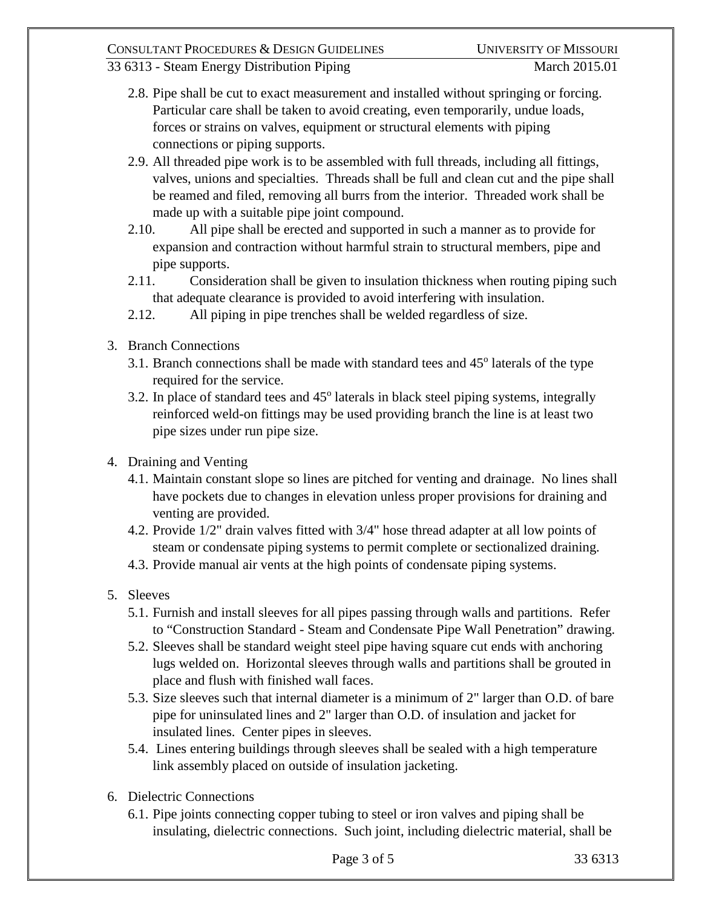2.8. Pipe shall be cut to exact measurement and installed without springing or forcing. Particular care shall be taken to avoid creating, even temporarily, undue loads, forces or strains on valves, equipment or structural elements with piping connections or piping supports.

2.9. All threaded pipe work is to be assembled with full threads, including all fittings, valves, unions and specialties. Threads shall be full and clean cut and the pipe shall be reamed and filed, removing all burrs from the interior. Threaded work shall be made up with a suitable pipe joint compound.

2.10. All pipe shall be erected and supported in such a manner as to provide for expansion and contraction without harmful strain to structural members, pipe and pipe supports.

2.11. Consideration shall be given to insulation thickness when routing piping such that adequate clearance is provided to avoid interfering with insulation.

2.12. All piping in pipe trenches shall be welded regardless of size.

3. Branch Connections

3.1. Branch connections shall be made with standard tees and 45° laterals of the type required for the service.

3.2. In place of standard tees and 45° laterals in black steel piping systems, integrally reinforced weld-on fittings may be used providing branch the line is at least two pipe sizes under run pipe size.

4. Draining and Venting

4.1. Maintain constant slope so lines are pitched for venting and drainage. No lines shall have pockets due to changes in elevation unless proper provisions for draining and venting are provided.

4.2. Provide 1/2" drain valves fitted with 3/4" hose thread adapter at all low points of steam or condensate piping systems to permit complete or sectionalized draining.

4.3. Provide manual air vents at the high points of condensate piping systems.

5. Sleeves

5.1. Furnish and install sleeves for all pipes passing through walls and partitions. Refer to "Construction Standard - Steam and Condensate Pipe Wall Penetration" drawing.

5.2. Sleeves shall be standard weight steel pipe having square cut ends with anchoring lugs welded on. Horizontal sleeves through walls and partitions shall be grouted in place and flush with finished wall faces.

5.3. Size sleeves such that internal diameter is a minimum of 2" larger than O.D. of bare pipe for uninsulated lines and 2" larger than O.D. of insulation and jacket for insulated lines. Center pipes in sleeves.

5.4. Lines entering buildings through sleeves shall be sealed with a high temperature link assembly placed on outside of insulation jacketing.

6. Dielectric Connections

6.1. Pipe joints connecting copper tubing to steel or iron valves and piping shall be insulating, dielectric connections. Such joint, including dielectric material, shall be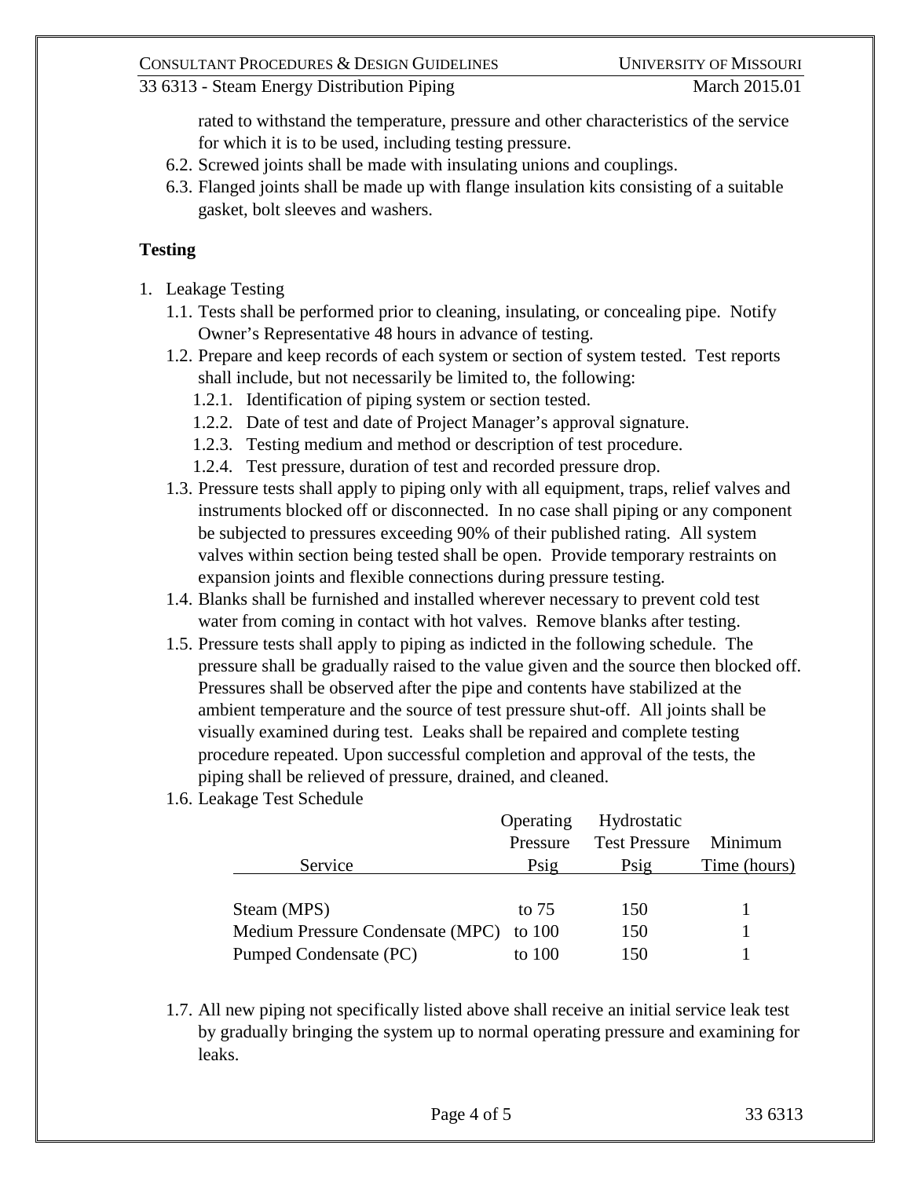rated to withstand the temperature, pressure and other characteristics of the service for which it is to be used, including testing pressure.

6.2. Screwed joints shall be made with insulating unions and couplings.

6.3. Flanged joints shall be made up with flange insulation kits consisting of a suitable gasket, bolt sleeves and washers.

**Testing**

1. Leakage Testing
   1.1. Tests shall be performed prior to cleaning, insulating, or concealing pipe. Notify Owner's Representative 48 hours in advance of testing.
   1.2. Prepare and keep records of each system or section of system tested. Test reports shall include, but not necessarily be limited to, the following:
      1.2.1. Identification of piping system or section tested.
      1.2.2. Date of test and date of Project Manager's approval signature.
      1.2.3. Testing medium and method or description of test procedure.
      1.2.4. Test pressure, duration of test and recorded pressure drop.
   1.3. Pressure tests shall apply to piping only with all equipment, traps, relief valves and instruments blocked off or disconnected. In no case shall piping or any component be subjected to pressures exceeding 90% of their published rating. All system valves within section being tested shall be open. Provide temporary restraints on expansion joints and flexible connections during pressure testing.
   1.4. Blanks shall be furnished and installed wherever necessary to prevent cold test water from coming in contact with hot valves. Remove blanks after testing.
   1.5. Pressure tests shall apply to piping as indicted in the following schedule. The pressure shall be gradually raised to the value given and the source then blocked off. Pressures shall be observed after the pipe and contents have stabilized at the ambient temperature and the source of test pressure shut-off. All joints shall be visually examined during test. Leaks shall be repaired and complete testing procedure repeated. Upon successful completion and approval of the tests, the piping shall be relieved of pressure, drained, and cleaned.
   1.6. Leakage Test Schedule

| Service | Operating Pressure Psig | Hydrostatic Test Pressure Psig | Minimum Time (hours) |
|---|---|---|---|
| Steam (MPS) | to 75 | 150 | 1 |
| Medium Pressure Condensate (MPC) | to 100 | 150 | 1 |
| Pumped Condensate (PC) | to 100 | 150 | 1 |

   1.7. All new piping not specifically listed above shall receive an initial service leak test by gradually bringing the system up to normal operating pressure and examining for leaks.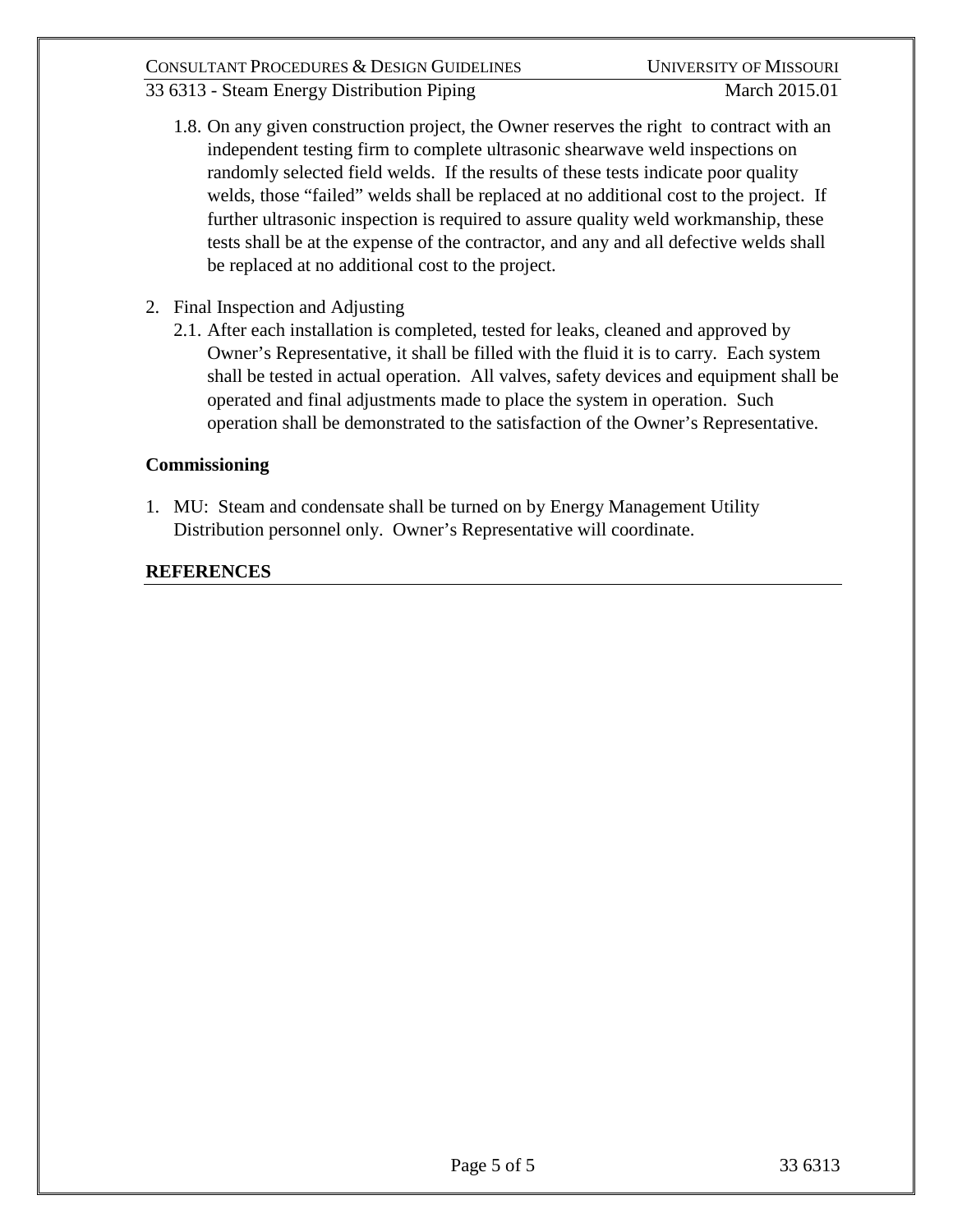1.8. On any given construction project, the Owner reserves the right to contract with an independent testing firm to complete ultrasonic shearwave weld inspections on randomly selected field welds. If the results of these tests indicate poor quality welds, those "failed" welds shall be replaced at no additional cost to the project. If further ultrasonic inspection is required to assure quality weld workmanship, these tests shall be at the expense of the contractor, and any and all defective welds shall be replaced at no additional cost to the project.

2. Final Inspection and Adjusting
   2.1. After each installation is completed, tested for leaks, cleaned and approved by Owner's Representative, it shall be filled with the fluid it is to carry. Each system shall be tested in actual operation. All valves, safety devices and equipment shall be operated and final adjustments made to place the system in operation. Such operation shall be demonstrated to the satisfaction of the Owner's Representative.

**Commissioning**

1. MU: Steam and condensate shall be turned on by Energy Management Utility Distribution personnel only. Owner's Representative will coordinate.

## REFERENCES